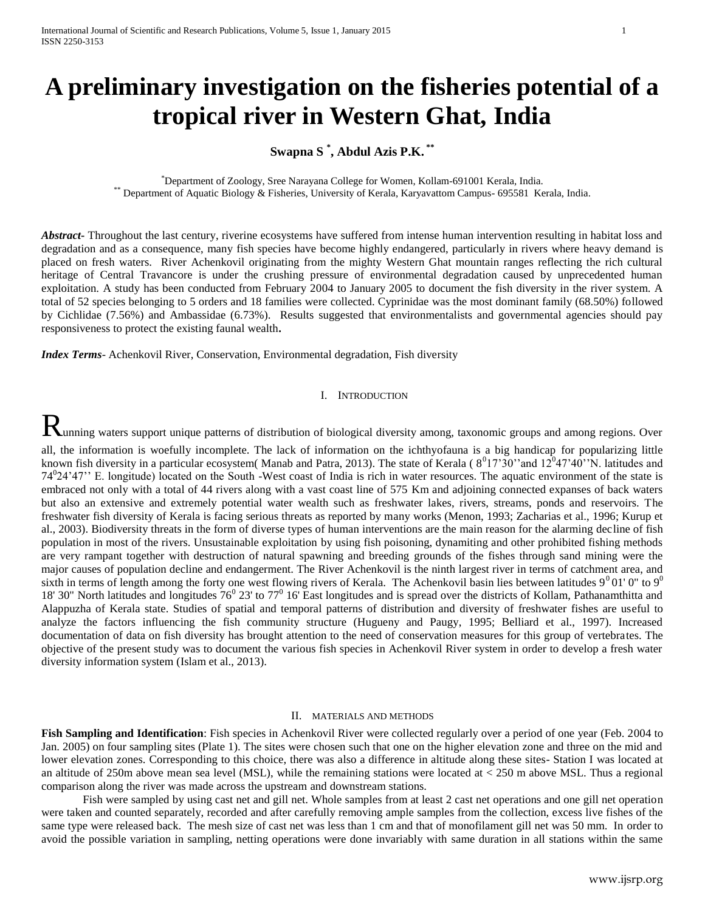# A preliminary investigation on the fisheries potential of a tropical river in Western Ghat, India

**Swapna S [*], Abdul Azis P.K. [**]**

[*] Department of Zoology, Sree Narayana College for Women, Kollam-691001 Kerala, India.
[**] Department of Aquatic Biology & Fisheries, University of Kerala, Karyavattom Campus- 695581 Kerala, India.

***Abstract***- Throughout the last century, riverine ecosystems have suffered from intense human intervention resulting in habitat loss and degradation and as a consequence, many fish species have become highly endangered, particularly in rivers where heavy demand is placed on fresh waters. River Achenkovil originating from the mighty Western Ghat mountain ranges reflecting the rich cultural heritage of Central Travancore is under the crushing pressure of environmental degradation caused by unprecedented human exploitation. A study has been conducted from February 2004 to January 2005 to document the fish diversity in the river system. A total of 52 species belonging to 5 orders and 18 families were collected. Cyprinidae was the most dominant family (68.50%) followed by Cichlidae (7.56%) and Ambassidae (6.73%). Results suggested that environmentalists and governmental agencies should pay responsiveness to protect the existing faunal wealth**.**

***Index Terms***- Achenkovil River, Conservation, Environmental degradation, Fish diversity

## I. Introduction

Running waters support unique patterns of distribution of biological diversity among, taxonomic groups and among regions. Over all, the information is woefully incomplete. The lack of information on the ichthyofauna is a big handicap for popularizing little known fish diversity in a particular ecosystem( Manab and Patra, 2013). The state of Kerala ( $8^0$17'30''and $12^0$47'40''N. latitudes and $74^0$24'47'' E. longitude) located on the South -West coast of India is rich in water resources. The aquatic environment of the state is embraced not only with a total of 44 rivers along with a vast coast line of 575 Km and adjoining connected expanses of back waters but also an extensive and extremely potential water wealth such as freshwater lakes, rivers, streams, ponds and reservoirs. The freshwater fish diversity of Kerala is facing serious threats as reported by many works (Menon, 1993; Zacharias et al., 1996; Kurup et al., 2003). Biodiversity threats in the form of diverse types of human interventions are the main reason for the alarming decline of fish population in most of the rivers. Unsustainable exploitation by using fish poisoning, dynamiting and other prohibited fishing methods are very rampant together with destruction of natural spawning and breeding grounds of the fishes through sand mining were the major causes of population decline and endangerment. The River Achenkovil is the ninth largest river in terms of catchment area, and sixth in terms of length among the forty one west flowing rivers of Kerala. The Achenkovil basin lies between latitudes $9^0$ 01' 0" to $9^0$ 18' 30" North latitudes and longitudes $76^0$ 23' to $77^0$ 16' East longitudes and is spread over the districts of Kollam, Pathanamthitta and Alappuzha of Kerala state. Studies of spatial and temporal patterns of distribution and diversity of freshwater fishes are useful to analyze the factors influencing the fish community structure (Hugueny and Paugy, 1995; Belliard et al., 1997). Increased documentation of data on fish diversity has brought attention to the need of conservation measures for this group of vertebrates. The objective of the present study was to document the various fish species in Achenkovil River system in order to develop a fresh water diversity information system (Islam et al., 2013).

## II. Materials and Methods

**Fish Sampling and Identification**: Fish species in Achenkovil River were collected regularly over a period of one year (Feb. 2004 to Jan. 2005) on four sampling sites (Plate 1). The sites were chosen such that one on the higher elevation zone and three on the mid and lower elevation zones. Corresponding to this choice, there was also a difference in altitude along these sites- Station I was located at an altitude of 250m above mean sea level (MSL), while the remaining stations were located at < 250 m above MSL. Thus a regional comparison along the river was made across the upstream and downstream stations.

Fish were sampled by using cast net and gill net. Whole samples from at least 2 cast net operations and one gill net operation were taken and counted separately, recorded and after carefully removing ample samples from the collection, excess live fishes of the same type were released back. The mesh size of cast net was less than 1 cm and that of monofilament gill net was 50 mm. In order to avoid the possible variation in sampling, netting operations were done invariably with same duration in all stations within the same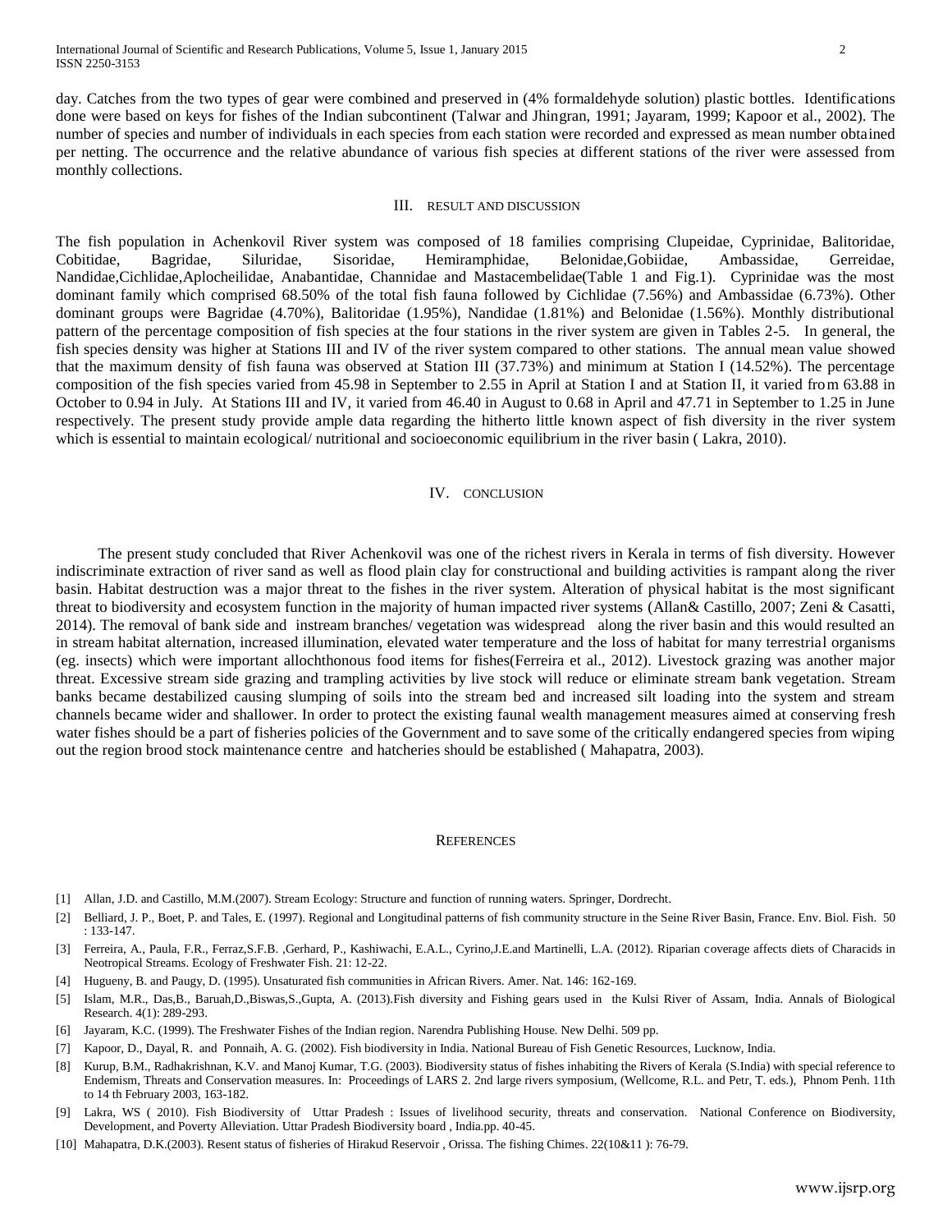day. Catches from the two types of gear were combined and preserved in (4% formaldehyde solution) plastic bottles. Identifications done were based on keys for fishes of the Indian subcontinent (Talwar and Jhingran, 1991; Jayaram, 1999; Kapoor et al., 2002). The number of species and number of individuals in each species from each station were recorded and expressed as mean number obtained per netting. The occurrence and the relative abundance of various fish species at different stations of the river were assessed from monthly collections.

## III. RESULT AND DISCUSSION

The fish population in Achenkovil River system was composed of 18 families comprising Clupeidae, Cyprinidae, Balitoridae, Cobitidae, Bagridae, Siluridae, Sisoridae, Hemiramphidae, Belonidae,Gobiidae, Ambassidae, Gerreidae, Nandidae,Cichlidae,Aplocheilidae, Anabantidae, Channidae and Mastacembelidae(Table 1 and Fig.1). Cyprinidae was the most dominant family which comprised 68.50% of the total fish fauna followed by Cichlidae (7.56%) and Ambassidae (6.73%). Other dominant groups were Bagridae (4.70%), Balitoridae (1.95%), Nandidae (1.81%) and Belonidae (1.56%). Monthly distributional pattern of the percentage composition of fish species at the four stations in the river system are given in Tables 2-5. In general, the fish species density was higher at Stations III and IV of the river system compared to other stations. The annual mean value showed that the maximum density of fish fauna was observed at Station III (37.73%) and minimum at Station I (14.52%). The percentage composition of the fish species varied from 45.98 in September to 2.55 in April at Station I and at Station II, it varied from 63.88 in October to 0.94 in July. At Stations III and IV, it varied from 46.40 in August to 0.68 in April and 47.71 in September to 1.25 in June respectively. The present study provide ample data regarding the hitherto little known aspect of fish diversity in the river system which is essential to maintain ecological/ nutritional and socioeconomic equilibrium in the river basin ( Lakra, 2010).

## IV. CONCLUSION

The present study concluded that River Achenkovil was one of the richest rivers in Kerala in terms of fish diversity. However indiscriminate extraction of river sand as well as flood plain clay for constructional and building activities is rampant along the river basin. Habitat destruction was a major threat to the fishes in the river system. Alteration of physical habitat is the most significant threat to biodiversity and ecosystem function in the majority of human impacted river systems (Allan& Castillo, 2007; Zeni & Casatti, 2014). The removal of bank side and instream branches/ vegetation was widespread along the river basin and this would resulted an in stream habitat alternation, increased illumination, elevated water temperature and the loss of habitat for many terrestrial organisms (eg. insects) which were important allochthonous food items for fishes(Ferreira et al., 2012). Livestock grazing was another major threat. Excessive stream side grazing and trampling activities by live stock will reduce or eliminate stream bank vegetation. Stream banks became destabilized causing slumping of soils into the stream bed and increased silt loading into the system and stream channels became wider and shallower. In order to protect the existing faunal wealth management measures aimed at conserving fresh water fishes should be a part of fisheries policies of the Government and to save some of the critically endangered species from wiping out the region brood stock maintenance centre and hatcheries should be established ( Mahapatra, 2003).

## REFERENCES

[1] Allan, J.D. and Castillo, M.M.(2007). Stream Ecology: Structure and function of running waters. Springer, Dordrecht.

[2] Belliard, J. P., Boet, P. and Tales, E. (1997). Regional and Longitudinal patterns of fish community structure in the Seine River Basin, France. Env. Biol. Fish. 50 : 133-147.

[3] Ferreira, A., Paula, F.R., Ferraz,S.F.B. ,Gerhard, P., Kashiwachi, E.A.L., Cyrino,J.E.and Martinelli, L.A. (2012). Riparian coverage affects diets of Characids in Neotropical Streams. Ecology of Freshwater Fish. 21: 12-22.

[4] Hugueny, B. and Paugy, D. (1995). Unsaturated fish communities in African Rivers. Amer. Nat. 146: 162-169.

[5] Islam, M.R., Das,B., Baruah,D.,Biswas,S.,Gupta, A. (2013).Fish diversity and Fishing gears used in the Kulsi River of Assam, India. Annals of Biological Research. 4(1): 289-293.

[6] Jayaram, K.C. (1999). The Freshwater Fishes of the Indian region. Narendra Publishing House. New Delhi. 509 pp.

[7] Kapoor, D., Dayal, R. and Ponnaih, A. G. (2002). Fish biodiversity in India. National Bureau of Fish Genetic Resources, Lucknow, India.

[8] Kurup, B.M., Radhakrishnan, K.V. and Manoj Kumar, T.G. (2003). Biodiversity status of fishes inhabiting the Rivers of Kerala (S.India) with special reference to Endemism, Threats and Conservation measures. In: Proceedings of LARS 2. 2nd large rivers symposium, (Wellcome, R.L. and Petr, T. eds.), Phnom Penh. 11th to 14 th February 2003, 163-182.

[9] Lakra, WS ( 2010). Fish Biodiversity of Uttar Pradesh : Issues of livelihood security, threats and conservation. National Conference on Biodiversity, Development, and Poverty Alleviation. Uttar Pradesh Biodiversity board , India.pp. 40-45.

[10] Mahapatra, D.K.(2003). Resent status of fisheries of Hirakud Reservoir , Orissa. The fishing Chimes. 22(10&11 ): 76-79.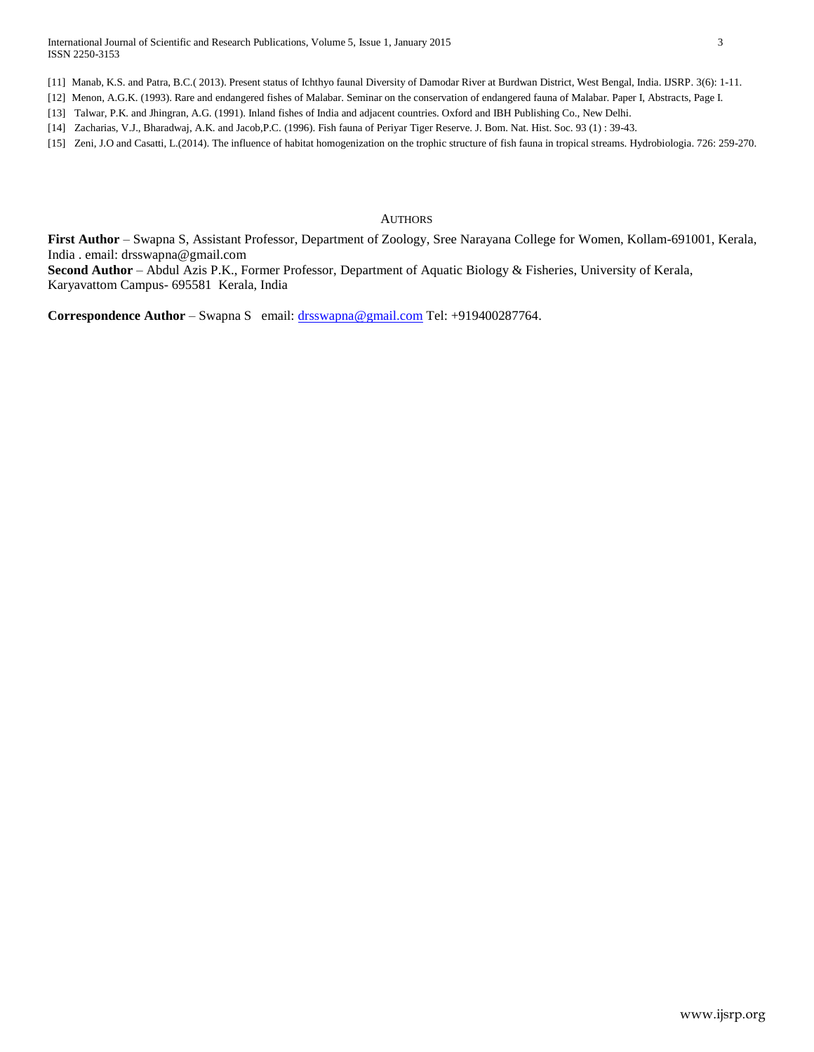[11] Manab, K.S. and Patra, B.C.( 2013). Present status of Ichthyo faunal Diversity of Damodar River at Burdwan District, West Bengal, India. IJSRP. 3(6): 1-11.

[12] Menon, A.G.K. (1993). Rare and endangered fishes of Malabar. Seminar on the conservation of endangered fauna of Malabar. Paper I, Abstracts, Page I.

[13] Talwar, P.K. and Jhingran, A.G. (1991). Inland fishes of India and adjacent countries. Oxford and IBH Publishing Co., New Delhi.

[14] Zacharias, V.J., Bharadwaj, A.K. and Jacob,P.C. (1996). Fish fauna of Periyar Tiger Reserve. J. Bom. Nat. Hist. Soc. 93 (1) : 39-43.

[15] Zeni, J.O and Casatti, L.(2014). The influence of habitat homogenization on the trophic structure of fish fauna in tropical streams. Hydrobiologia. 726: 259-270.

## AUTHORS

**First Author** – Swapna S, Assistant Professor, Department of Zoology, Sree Narayana College for Women, Kollam-691001, Kerala, India . email: drsswapna@gmail.com

**Second Author** – Abdul Azis P.K., Former Professor, Department of Aquatic Biology & Fisheries, University of Kerala, Karyavattom Campus- 695581 Kerala, India

**Correspondence Author** – Swapna S email: drsswapna@gmail.com Tel: +919400287764.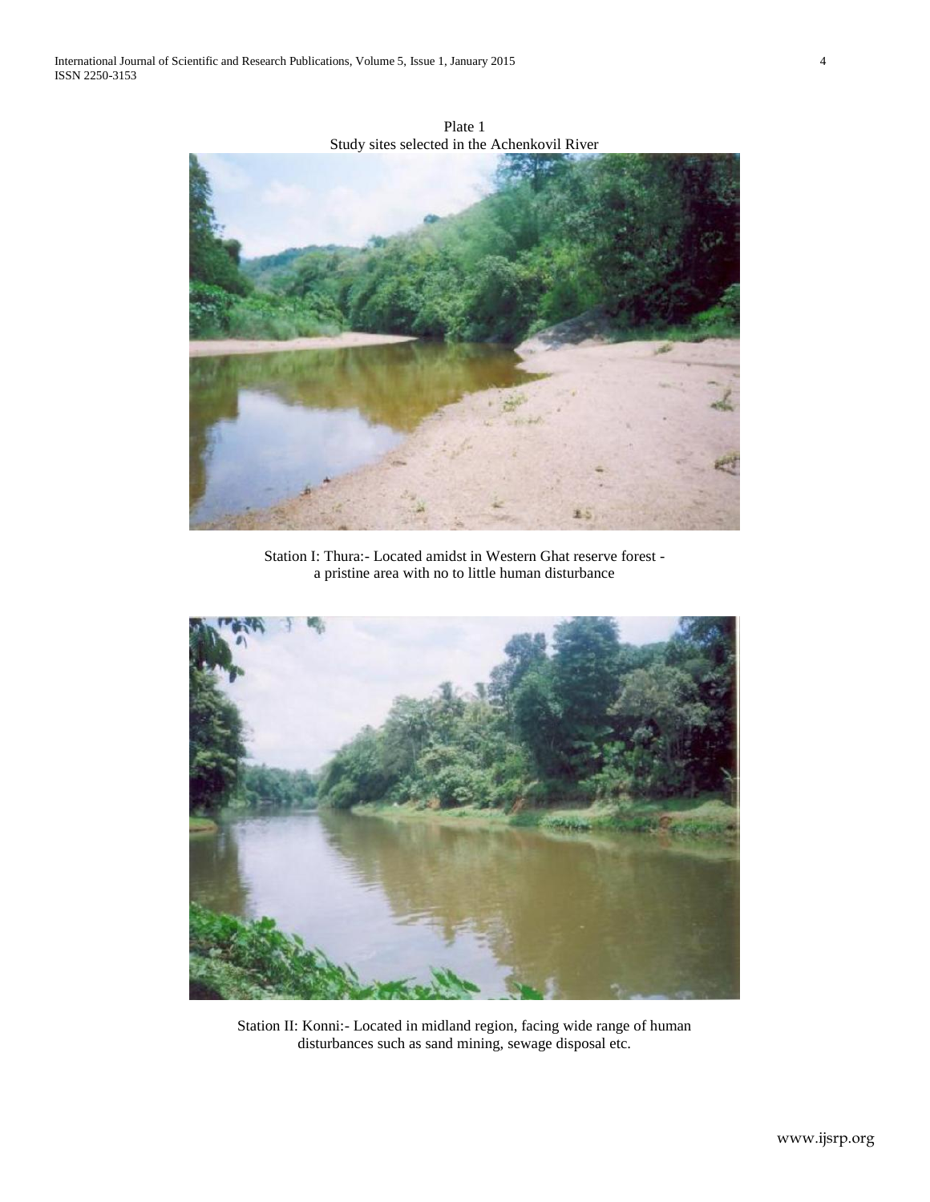Plate 1

Study sites selected in the Achenkovil River

Station I: Thura:- Located amidst in Western Ghat reserve forest - a pristine area with no to little human disturbance

Station II: Konni:- Located in midland region, facing wide range of human disturbances such as sand mining, sewage disposal etc.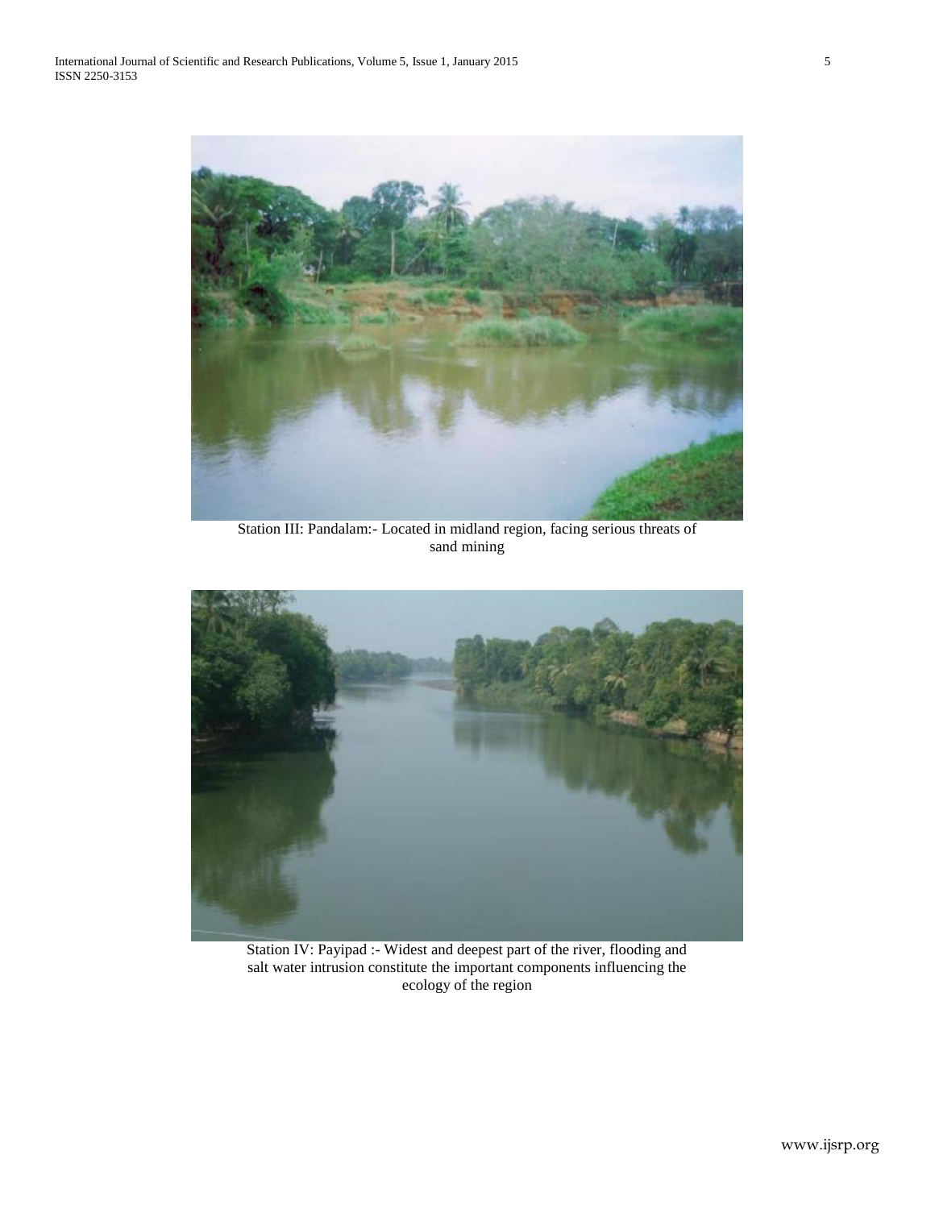Station III: Pandalam:- Located in midland region, facing serious threats of sand mining

Station IV: Payipad :- Widest and deepest part of the river, flooding and salt water intrusion constitute the important components influencing the ecology of the region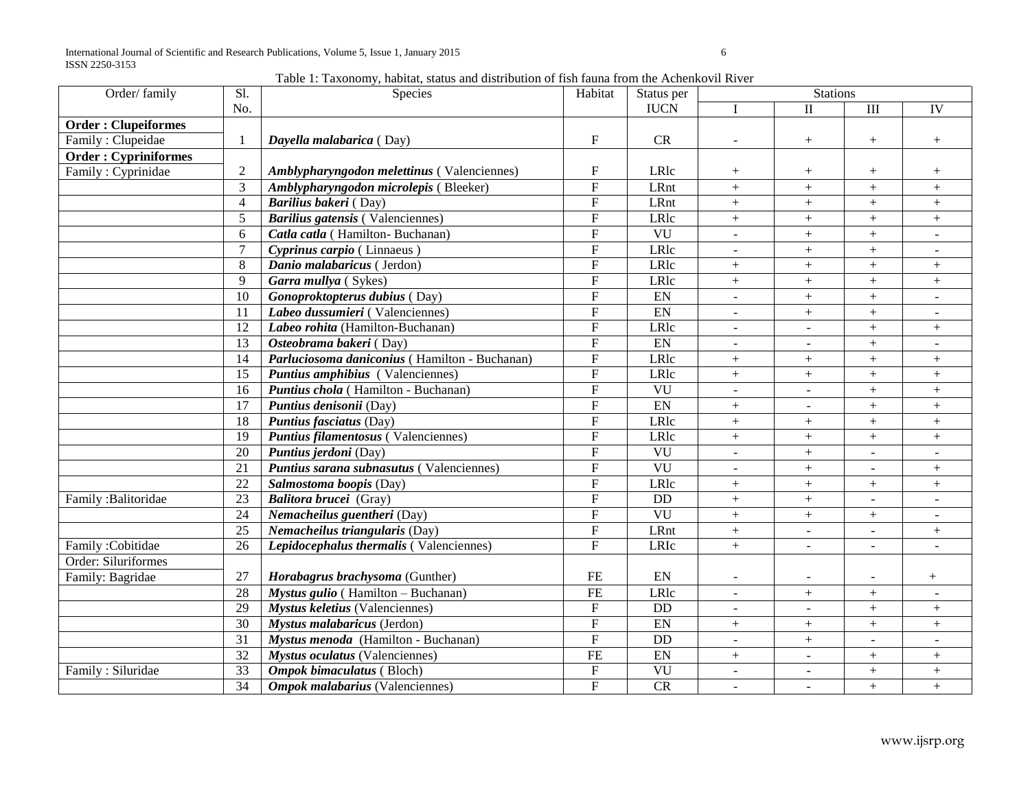Table 1: Taxonomy, habitat, status and distribution of fish fauna from the Achenkovil River

| Order/ family | Sl. No. | Species | Habitat | Status per IUCN | Stations | | | |
|---|---|---|---|---|---|---|---|---|
| | | | | | I | II | III | IV |
| **Order : Clupeiformes** | | | | | | | | |
| Family : Clupeidae | 1 | ***Dayella malabarica*** ( Day) | F | CR | - | + | + | + |
| **Order : Cypriniformes** | | | | | | | | |
| Family : Cyprinidae | 2 | ***Amblypharyngodon melettinus*** ( Valenciennes) | F | LRlc | + | + | + | + |
| | 3 | ***Amblypharyngodon microlepis*** ( Bleeker) | F | LRnt | + | + | + | + |
| | 4 | ***Barilius bakeri*** ( Day) | F | LRnt | + | + | + | + |
| | 5 | ***Barilius gatensis*** ( Valenciennes) | F | LRlc | + | + | + | + |
| | 6 | ***Catla catla*** ( Hamilton- Buchanan) | F | VU | - | + | + | - |
| | 7 | ***Cyprinus carpio*** ( Linnaeus ) | F | LRlc | - | + | + | - |
| | 8 | ***Danio malabaricus*** ( Jerdon) | F | LRlc | + | + | + | + |
| | 9 | ***Garra mullya*** ( Sykes) | F | LRlc | + | + | + | + |
| | 10 | ***Gonoproktopterus dubius*** ( Day) | F | EN | - | + | + | - |
| | 11 | ***Labeo dussumieri*** ( Valenciennes) | F | EN | - | + | + | - |
| | 12 | ***Labeo rohita*** (Hamilton-Buchanan) | F | LRlc | - | - | + | + |
| | 13 | ***Osteobrama bakeri*** ( Day) | F | EN | - | - | + | - |
| | 14 | ***Parluciosoma daniconius*** ( Hamilton - Buchanan) | F | LRlc | + | + | + | + |
| | 15 | ***Puntius amphibius*** ( Valenciennes) | F | LRlc | + | + | + | + |
| | 16 | ***Puntius chola*** ( Hamilton - Buchanan) | F | VU | - | - | + | + |
| | 17 | ***Puntius denisonii*** (Day) | F | EN | + | - | + | + |
| | 18 | ***Puntius fasciatus*** (Day) | F | LRlc | + | + | + | + |
| | 19 | ***Puntius filamentosus*** ( Valenciennes) | F | LRlc | + | + | + | + |
| | 20 | ***Puntius jerdoni*** (Day) | F | VU | - | + | - | - |
| | 21 | ***Puntius sarana subnasutus*** ( Valenciennes) | F | VU | - | + | - | + |
| | 22 | ***Salmostoma boopis*** (Day) | F | LRlc | + | + | + | + |
| Family :Balitoridae | 23 | ***Balitora brucei*** (Gray) | F | DD | + | + | - | - |
| | 24 | ***Nemacheilus guentheri*** (Day) | F | VU | + | + | + | - |
| | 25 | ***Nemacheilus triangularis*** (Day) | F | LRnt | + | - | - | + |
| Family :Cobitidae | 26 | ***Lepidocephalus thermalis*** ( Valenciennes) | F | LRIc | + | - | - | - |
| Order: Siluriformes | | | | | | | | |
| Family: Bagridae | 27 | ***Horabagrus brachysoma*** (Gunther) | FE | EN | - | - | - | + |
| | 28 | ***Mystus gulio*** ( Hamilton – Buchanan) | FE | LRlc | - | + | + | - |
| | 29 | ***Mystus keletius*** (Valenciennes) | F | DD | - | - | + | + |
| | 30 | ***Mystus malabaricus*** (Jerdon) | F | EN | + | + | + | + |
| | 31 | ***Mystus menoda*** (Hamilton - Buchanan) | F | DD | - | + | - | - |
| | 32 | ***Mystus oculatus*** (Valenciennes) | FE | EN | + | - | + | + |
| Family : Siluridae | 33 | ***Ompok bimaculatus*** ( Bloch) | F | VU | - | - | + | + |
| | 34 | ***Ompok malabarius*** (Valenciennes) | F | CR | - | - | + | + |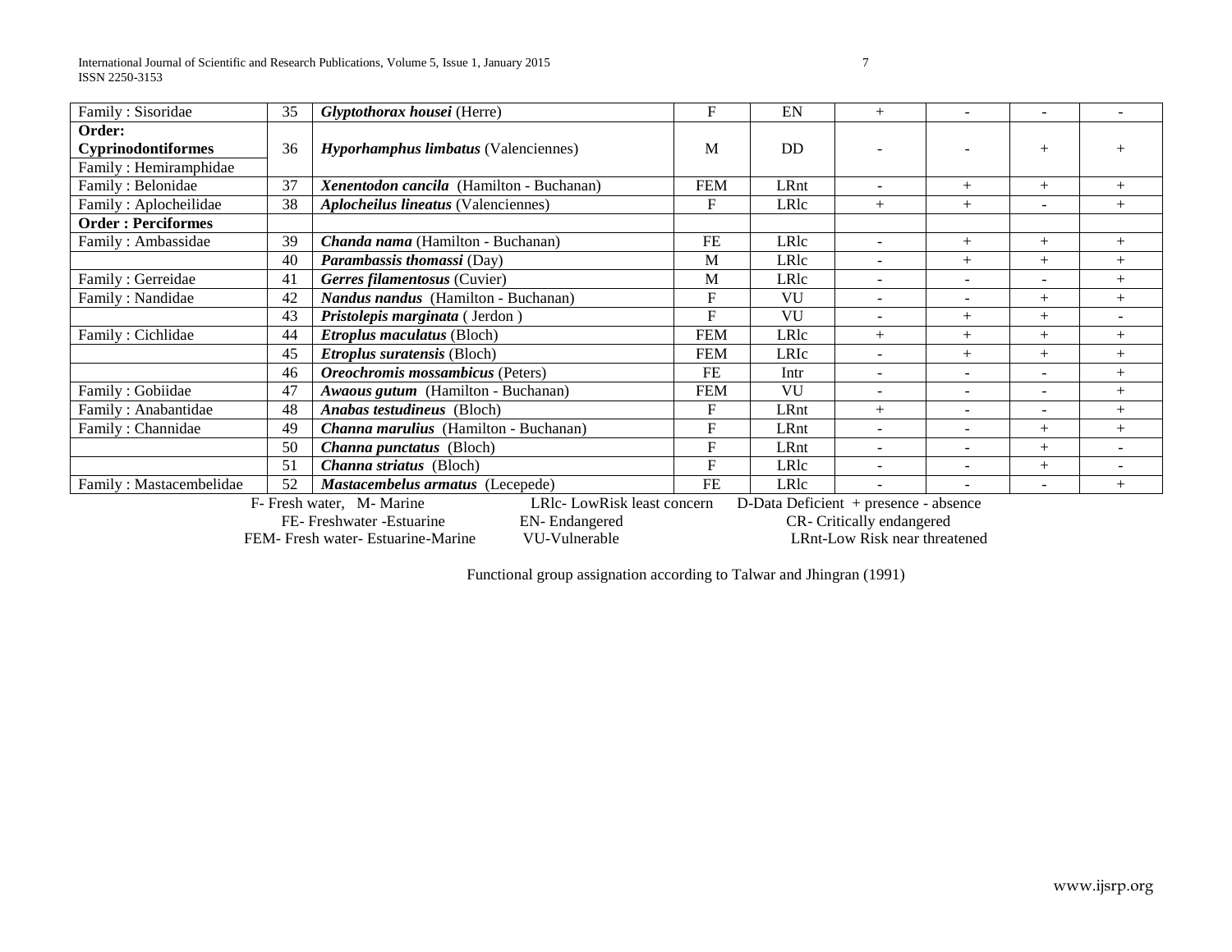| | | | | | | | | |
|---|---|---|---|---|---|---|---|---|
| Family : Sisoridae | 35 | ***Glyptothorax housei*** (Herre) | F | EN | + | - | - | - |
| **Order: Cyprinodontiformes** Family : Hemiramphidae | 36 | ***Hyporhamphus limbatus*** (Valenciennes) | M | DD | - | - | + | + |
| Family : Belonidae | 37 | ***Xenentodon cancila*** (Hamilton - Buchanan) | FEM | LRnt | - | + | + | + |
| Family : Aplocheilidae | 38 | ***Aplocheilus lineatus*** (Valenciennes) | F | LRlc | + | + | - | + |
| **Order : Perciformes** | | | | | | | | |
| Family : Ambassidae | 39 | ***Chanda nama*** (Hamilton - Buchanan) | FE | LRlc | - | + | + | + |
| | 40 | ***Parambassis thomassi*** (Day) | M | LRlc | - | + | + | + |
| Family : Gerreidae | 41 | ***Gerres filamentosus*** (Cuvier) | M | LRlc | - | - | - | + |
| Family : Nandidae | 42 | ***Nandus nandus*** (Hamilton - Buchanan) | F | VU | - | - | + | + |
| | 43 | ***Pristolepis marginata*** ( Jerdon ) | F | VU | - | + | + | - |
| Family : Cichlidae | 44 | ***Etroplus maculatus*** (Bloch) | FEM | LRlc | + | + | + | + |
| | 45 | ***Etroplus suratensis*** (Bloch) | FEM | LRIc | - | + | + | + |
| | 46 | ***Oreochromis mossambicus*** (Peters) | FE | Intr | - | - | - | + |
| Family : Gobiidae | 47 | ***Awaous gutum*** (Hamilton - Buchanan) | FEM | VU | - | - | - | + |
| Family : Anabantidae | 48 | ***Anabas testudineus*** (Bloch) | F | LRnt | + | - | - | + |
| Family : Channidae | 49 | ***Channa marulius*** (Hamilton - Buchanan) | F | LRnt | - | - | + | + |
| | 50 | ***Channa punctatus*** (Bloch) | F | LRnt | - | - | + | - |
| | 51 | ***Channa striatus*** (Bloch) | F | LRlc | - | - | + | - |
| Family : Mastacembelidae | 52 | ***Mastacembelus armatus*** (Lecepede) | FE | LRlc | - | - | - | + |

F- Fresh water, M- Marine LRlc- LowRisk least concern D-Data Deficient + presence - absence
FE- Freshwater -Estuarine EN- Endangered CR- Critically endangered
FEM- Fresh water- Estuarine-Marine VU-Vulnerable LRnt-Low Risk near threatened

Functional group assignation according to Talwar and Jhingran (1991)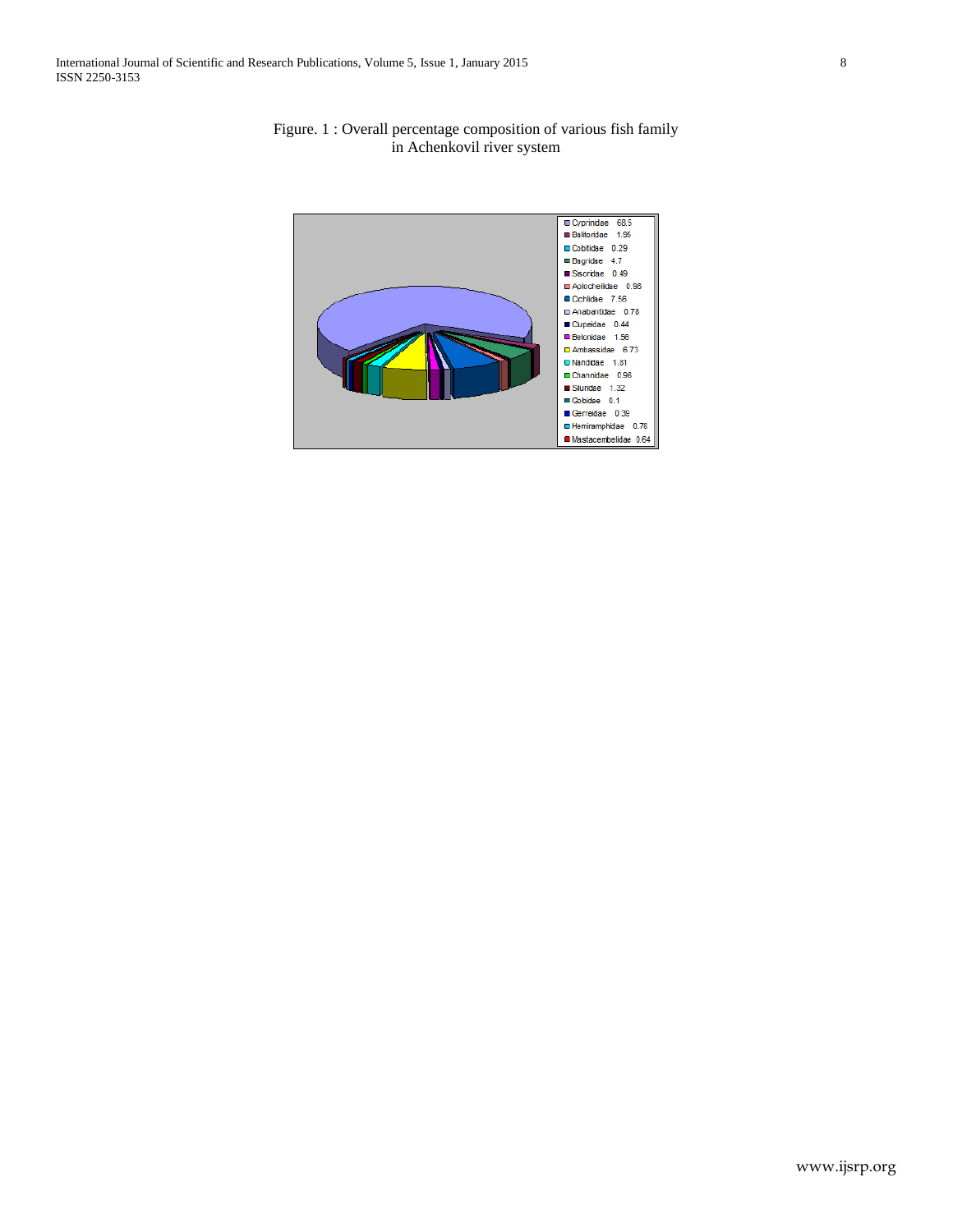Figure. 1 : Overall percentage composition of various fish family in Achenkovil river system

| Family | % |
|---|---|
| Cyprinidae | 68.5 |
| Balitoridae | 1.96 |
| Cobitidae | 0.29 |
| Bagridae | 4.7 |
| Sisoridae | 0.49 |
| Aplocheilidae | 0.98 |
| Cichlidae | 7.56 |
| Anabantidae | 0.78 |
| Clupeidae | 0.44 |
| Belonidae | 1.56 |
| Ambassidae | 6.73 |
| Nandidae | 1.81 |
| Channidae | 0.96 |
| Siluridae | 1.32 |
| Gobidae | 0.1 |
| Gerreidae | 0.39 |
| Hemiramphidae | 0.78 |
| Mastacembelidae | 0.64 |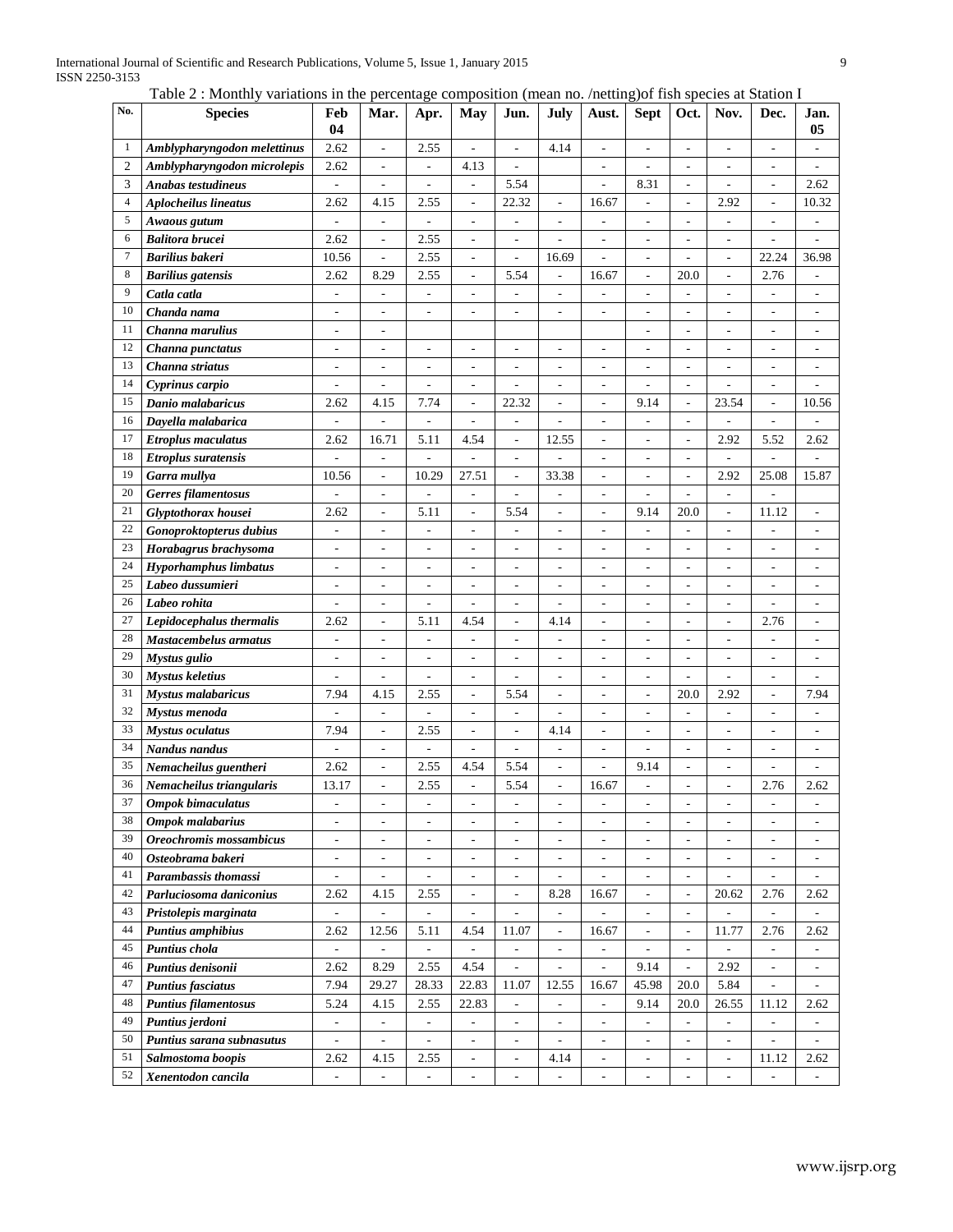Table 2 : Monthly variations in the percentage composition (mean no. /netting)of fish species at Station I

| No. | Species | Feb 04 | Mar. | Apr. | May | Jun. | July | Aust. | Sept | Oct. | Nov. | Dec. | Jan. 05 |
|---|---|---|---|---|---|---|---|---|---|---|---|---|---|
| 1 | ***Amblypharyngodon melettinus*** | 2.62 | - | 2.55 | - | - | 4.14 | - | - | - | - | - | - |
| 2 | ***Amblypharyngodon microlepis*** | 2.62 | - | - | 4.13 | - | | - | - | - | - | - | - |
| 3 | ***Anabas testudineus*** | - | - | - | - | 5.54 | | - | 8.31 | - | - | - | 2.62 |
| 4 | ***Aplocheilus lineatus*** | 2.62 | 4.15 | 2.55 | - | 22.32 | - | 16.67 | - | - | 2.92 | - | 10.32 |
| 5 | ***Awaous gutum*** | - | - | - | - | - | - | - | - | - | - | - | - |
| 6 | ***Balitora brucei*** | 2.62 | - | 2.55 | - | - | - | - | - | - | - | - | - |
| 7 | ***Barilius bakeri*** | 10.56 | - | 2.55 | - | - | 16.69 | - | - | - | - | 22.24 | 36.98 |
| 8 | ***Barilius gatensis*** | 2.62 | 8.29 | 2.55 | - | 5.54 | - | 16.67 | - | 20.0 | - | 2.76 | - |
| 9 | ***Catla catla*** | - | - | - | - | - | - | - | - | - | - | - | - |
| 10 | ***Chanda nama*** | - | - | - | - | - | - | - | - | - | - | - | - |
| 11 | ***Channa marulius*** | - | - | | | | | | - | - | - | - | - |
| 12 | ***Channa punctatus*** | - | - | - | - | - | - | - | - | - | - | - | - |
| 13 | ***Channa striatus*** | - | - | - | - | - | - | - | - | - | - | - | - |
| 14 | ***Cyprinus carpio*** | - | - | - | - | - | - | - | - | - | - | - | - |
| 15 | ***Danio malabaricus*** | 2.62 | 4.15 | 7.74 | - | 22.32 | - | - | 9.14 | - | 23.54 | - | 10.56 |
| 16 | ***Dayella malabarica*** | - | - | - | - | - | - | - | - | - | - | - | - |
| 17 | ***Etroplus maculatus*** | 2.62 | 16.71 | 5.11 | 4.54 | - | 12.55 | - | - | - | 2.92 | 5.52 | 2.62 |
| 18 | ***Etroplus suratensis*** | - | - | - | - | - | - | - | - | - | - | - | - |
| 19 | ***Garra mullya*** | 10.56 | - | 10.29 | 27.51 | - | 33.38 | - | - | - | 2.92 | 25.08 | 15.87 |
| 20 | ***Gerres filamentosus*** | - | - | - | - | - | - | - | - | - | - | - | |
| 21 | ***Glyptothorax housei*** | 2.62 | - | 5.11 | - | 5.54 | - | - | 9.14 | 20.0 | - | 11.12 | - |
| 22 | ***Gonoproktopterus dubius*** | - | - | - | - | - | - | - | - | - | - | - | - |
| 23 | ***Horabagrus brachysoma*** | - | - | - | - | - | - | - | - | - | - | - | - |
| 24 | ***Hyporhamphus limbatus*** | - | - | - | - | - | - | - | - | - | - | - | - |
| 25 | ***Labeo dussumieri*** | - | - | - | - | - | - | - | - | - | - | - | - |
| 26 | ***Labeo rohita*** | - | - | - | - | - | - | - | - | - | - | - | - |
| 27 | ***Lepidocephalus thermalis*** | 2.62 | - | 5.11 | 4.54 | - | 4.14 | - | - | - | - | 2.76 | - |
| 28 | ***Mastacembelus armatus*** | - | - | - | - | - | - | - | - | - | - | - | - |
| 29 | ***Mystus gulio*** | - | - | - | - | - | - | - | - | - | - | - | - |
| 30 | ***Mystus keletius*** | - | - | - | - | - | - | - | - | - | - | - | - |
| 31 | ***Mystus malabaricus*** | 7.94 | 4.15 | 2.55 | - | 5.54 | - | - | - | 20.0 | 2.92 | - | 7.94 |
| 32 | ***Mystus menoda*** | - | - | - | - | - | - | - | - | - | - | - | - |
| 33 | ***Mystus oculatus*** | 7.94 | - | 2.55 | - | - | 4.14 | - | - | - | - | - | - |
| 34 | ***Nandus nandus*** | - | - | - | - | - | - | - | - | - | - | - | - |
| 35 | ***Nemacheilus guentheri*** | 2.62 | - | 2.55 | 4.54 | 5.54 | - | - | 9.14 | - | - | - | - |
| 36 | ***Nemacheilus triangularis*** | 13.17 | - | 2.55 | - | 5.54 | - | 16.67 | - | - | - | 2.76 | 2.62 |
| 37 | ***Ompok bimaculatus*** | - | - | - | - | - | - | - | - | - | - | - | - |
| 38 | ***Ompok malabarius*** | - | - | - | - | - | - | - | - | - | - | - | - |
| 39 | ***Oreochromis mossambicus*** | - | - | - | - | - | - | - | - | - | - | - | - |
| 40 | ***Osteobrama bakeri*** | - | - | - | - | - | - | - | - | - | - | - | - |
| 41 | ***Parambassis thomassi*** | - | - | - | - | - | - | - | - | - | - | - | - |
| 42 | ***Parluciosoma daniconius*** | 2.62 | 4.15 | 2.55 | - | - | 8.28 | 16.67 | - | - | 20.62 | 2.76 | 2.62 |
| 43 | ***Pristolepis marginata*** | - | - | - | - | - | - | - | - | - | - | - | - |
| 44 | ***Puntius amphibius*** | 2.62 | 12.56 | 5.11 | 4.54 | 11.07 | - | 16.67 | - | - | 11.77 | 2.76 | 2.62 |
| 45 | ***Puntius chola*** | - | - | - | - | - | - | - | - | - | - | - | - |
| 46 | ***Puntius denisonii*** | 2.62 | 8.29 | 2.55 | 4.54 | - | - | - | 9.14 | - | 2.92 | - | - |
| 47 | ***Puntius fasciatus*** | 7.94 | 29.27 | 28.33 | 22.83 | 11.07 | 12.55 | 16.67 | 45.98 | 20.0 | 5.84 | - | - |
| 48 | ***Puntius filamentosus*** | 5.24 | 4.15 | 2.55 | 22.83 | - | - | - | 9.14 | 20.0 | 26.55 | 11.12 | 2.62 |
| 49 | ***Puntius jerdoni*** | - | - | - | - | - | - | - | - | - | - | - | - |
| 50 | ***Puntius sarana subnasutus*** | - | - | - | - | - | - | - | - | - | - | - | - |
| 51 | ***Salmostoma boopis*** | 2.62 | 4.15 | 2.55 | - | - | 4.14 | - | - | - | - | 11.12 | 2.62 |
| 52 | ***Xenentodon cancila*** | - | - | - | - | - | - | - | - | - | - | - | - |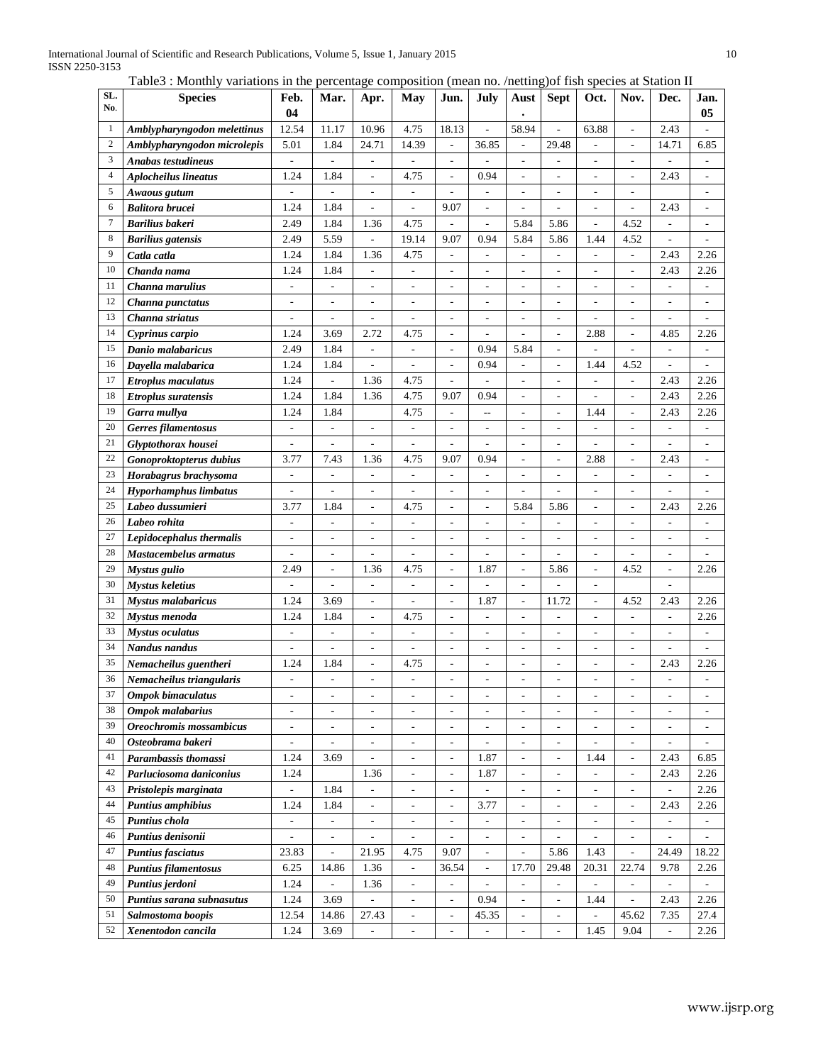Table3 : Monthly variations in the percentage composition (mean no. /netting)of fish species at Station II

| SL. No. | Species | Feb. 04 | Mar. | Apr. | May | Jun. | July | Aust. | Sept | Oct. | Nov. | Dec. | Jan. 05 |
|---|---|---|---|---|---|---|---|---|---|---|---|---|---|
| 1 | ***Amblypharyngodon melettinus*** | 12.54 | 11.17 | 10.96 | 4.75 | 18.13 | - | 58.94 | - | 63.88 | - | 2.43 | - |
| 2 | ***Amblypharyngodon microlepis*** | 5.01 | 1.84 | 24.71 | 14.39 | - | 36.85 | - | 29.48 | - | - | 14.71 | 6.85 |
| 3 | ***Anabas testudineus*** | - | - | - | - | - | - | - | - | - | - | - | - |
| 4 | ***Aplocheilus lineatus*** | 1.24 | 1.84 | - | 4.75 | - | 0.94 | - | - | - | - | 2.43 | - |
| 5 | ***Awaous gutum*** | - | - | - | - | - | - | - | - | - | - | | - |
| 6 | ***Balitora brucei*** | 1.24 | 1.84 | - | - | 9.07 | - | - | - | - | - | 2.43 | - |
| 7 | ***Barilius bakeri*** | 2.49 | 1.84 | 1.36 | 4.75 | - | - | 5.84 | 5.86 | - | 4.52 | - | - |
| 8 | ***Barilius gatensis*** | 2.49 | 5.59 | - | 19.14 | 9.07 | 0.94 | 5.84 | 5.86 | 1.44 | 4.52 | - | - |
| 9 | ***Catla catla*** | 1.24 | 1.84 | 1.36 | 4.75 | - | - | - | - | - | - | 2.43 | 2.26 |
| 10 | ***Chanda nama*** | 1.24 | 1.84 | - | - | - | - | - | - | - | - | 2.43 | 2.26 |
| 11 | ***Channa marulius*** | - | - | - | - | - | - | - | - | - | - | - | - |
| 12 | ***Channa punctatus*** | - | - | - | - | - | - | - | - | - | - | - | - |
| 13 | ***Channa striatus*** | - | - | - | - | - | - | - | - | - | - | - | - |
| 14 | ***Cyprinus carpio*** | 1.24 | 3.69 | 2.72 | 4.75 | - | - | - | - | 2.88 | - | 4.85 | 2.26 |
| 15 | ***Danio malabaricus*** | 2.49 | 1.84 | - | - | - | 0.94 | 5.84 | - | - | - | - | - |
| 16 | ***Dayella malabarica*** | 1.24 | 1.84 | - | - | - | 0.94 | - | - | 1.44 | 4.52 | - | - |
| 17 | ***Etroplus maculatus*** | 1.24 | - | 1.36 | 4.75 | - | - | - | - | - | - | 2.43 | 2.26 |
| 18 | ***Etroplus suratensis*** | 1.24 | 1.84 | 1.36 | 4.75 | 9.07 | 0.94 | - | - | - | - | 2.43 | 2.26 |
| 19 | ***Garra mullya*** | 1.24 | 1.84 | | 4.75 | - | -- | - | - | 1.44 | - | 2.43 | 2.26 |
| 20 | ***Gerres filamentosus*** | - | - | - | - | - | - | - | - | - | - | - | - |
| 21 | ***Glyptothorax housei*** | - | - | - | - | - | - | - | - | - | - | - | - |
| 22 | ***Gonoproktopterus dubius*** | 3.77 | 7.43 | 1.36 | 4.75 | 9.07 | 0.94 | - | - | 2.88 | - | 2.43 | - |
| 23 | ***Horabagrus brachysoma*** | - | - | - | - | - | - | - | - | - | - | - | - |
| 24 | ***Hyporhamphus limbatus*** | - | - | - | - | - | - | - | - | - | - | - | - |
| 25 | ***Labeo dussumieri*** | 3.77 | 1.84 | - | 4.75 | - | - | 5.84 | 5.86 | - | - | 2.43 | 2.26 |
| 26 | ***Labeo rohita*** | - | - | - | - | - | - | - | - | - | - | - | - |
| 27 | ***Lepidocephalus thermalis*** | - | - | - | - | - | - | - | - | - | - | - | - |
| 28 | ***Mastacembelus armatus*** | - | - | - | - | - | - | - | - | - | - | - | - |
| 29 | ***Mystus gulio*** | 2.49 | - | 1.36 | 4.75 | - | 1.87 | - | 5.86 | - | 4.52 | - | 2.26 |
| 30 | ***Mystus keletius*** | - | - | - | - | - | - | - | - | - | | - | |
| 31 | ***Mystus malabaricus*** | 1.24 | 3.69 | - | - | - | 1.87 | - | 11.72 | - | 4.52 | 2.43 | 2.26 |
| 32 | ***Mystus menoda*** | 1.24 | 1.84 | - | 4.75 | - | - | - | - | - | - | - | 2.26 |
| 33 | ***Mystus oculatus*** | - | - | - | - | - | - | - | - | - | - | - | - |
| 34 | ***Nandus nandus*** | - | - | - | - | - | - | - | - | - | - | - | - |
| 35 | ***Nemacheilus guentheri*** | 1.24 | 1.84 | - | 4.75 | - | - | - | - | - | - | 2.43 | 2.26 |
| 36 | ***Nemacheilus triangularis*** | - | - | - | - | - | - | - | - | - | - | - | - |
| 37 | ***Ompok bimaculatus*** | - | - | - | - | - | - | - | - | - | - | - | - |
| 38 | ***Ompok malabarius*** | - | - | - | - | - | - | - | - | - | - | - | - |
| 39 | ***Oreochromis mossambicus*** | - | - | - | - | - | - | - | - | - | - | - | - |
| 40 | ***Osteobrama bakeri*** | - | - | - | - | - | - | - | - | - | - | - | - |
| 41 | ***Parambassis thomassi*** | 1.24 | 3.69 | - | - | - | 1.87 | - | - | 1.44 | - | 2.43 | 6.85 |
| 42 | ***Parluciosoma daniconius*** | 1.24 | | 1.36 | - | - | 1.87 | - | - | - | - | 2.43 | 2.26 |
| 43 | ***Pristolepis marginata*** | - | 1.84 | - | - | - | - | - | - | - | - | - | 2.26 |
| 44 | ***Puntius amphibius*** | 1.24 | 1.84 | - | - | - | 3.77 | - | - | - | - | 2.43 | 2.26 |
| 45 | ***Puntius chola*** | - | - | - | - | - | - | - | - | - | - | - | - |
| 46 | ***Puntius denisonii*** | - | - | - | - | - | - | - | - | - | - | - | - |
| 47 | ***Puntius fasciatus*** | 23.83 | - | 21.95 | 4.75 | 9.07 | - | - | 5.86 | 1.43 | - | 24.49 | 18.22 |
| 48 | ***Puntius filamentosus*** | 6.25 | 14.86 | 1.36 | - | 36.54 | - | 17.70 | 29.48 | 20.31 | 22.74 | 9.78 | 2.26 |
| 49 | ***Puntius jerdoni*** | 1.24 | - | 1.36 | - | - | - | - | - | - | - | - | - |
| 50 | ***Puntius sarana subnasutus*** | 1.24 | 3.69 | - | - | - | 0.94 | - | - | 1.44 | - | 2.43 | 2.26 |
| 51 | ***Salmostoma boopis*** | 12.54 | 14.86 | 27.43 | - | - | 45.35 | - | - | - | 45.62 | 7.35 | 27.4 |
| 52 | ***Xenentodon cancila*** | 1.24 | 3.69 | - | - | - | - | - | - | 1.45 | 9.04 | - | 2.26 |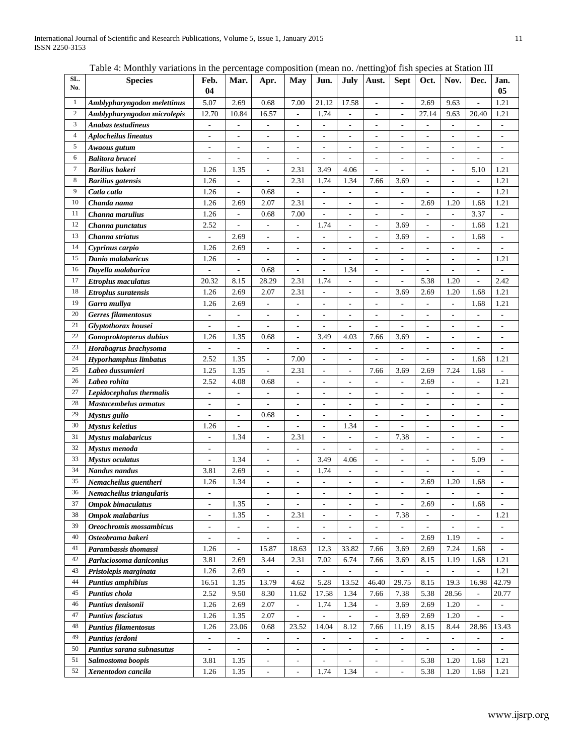Table 4: Monthly variations in the percentage composition (mean no. /netting)of fish species at Station III

| SL. No. | Species | Feb. 04 | Mar. | Apr. | May | Jun. | July | Aust. | Sept | Oct. | Nov. | Dec. | Jan. 05 |
|---|---|---|---|---|---|---|---|---|---|---|---|---|---|
| 1 | ***Amblypharyngodon melettinus*** | 5.07 | 2.69 | 0.68 | 7.00 | 21.12 | 17.58 | - | - | 2.69 | 9.63 | - | 1.21 |
| 2 | ***Amblypharyngodon microlepis*** | 12.70 | 10.84 | 16.57 | - | 1.74 | - | - | - | 27.14 | 9.63 | 20.40 | 1.21 |
| 3 | ***Anabas testudineus*** | - | - | - | - | - | - | - | - | - | - | - | - |
| 4 | ***Aplocheilus lineatus*** | - | - | - | - | - | - | - | - | - | - | - | - |
| 5 | ***Awaous gutum*** | - | - | - | - | - | - | - | - | - | - | - | - |
| 6 | ***Balitora brucei*** | - | - | - | - | - | - | - | - | - | - | - | - |
| 7 | ***Barilius bakeri*** | 1.26 | 1.35 | - | 2.31 | 3.49 | 4.06 | - | - | - | - | 5.10 | 1.21 |
| 8 | ***Barilius gatensis*** | 1.26 | - | - | 2.31 | 1.74 | 1.34 | 7.66 | 3.69 | - | - | - | 1.21 |
| 9 | ***Catla catla*** | 1.26 | - | 0.68 | - | - | - | - | - | - | - | - | 1.21 |
| 10 | ***Chanda nama*** | 1.26 | 2.69 | 2.07 | 2.31 | - | - | - | - | 2.69 | 1.20 | 1.68 | 1.21 |
| 11 | ***Channa marulius*** | 1.26 | - | 0.68 | 7.00 | - | - | - | - | - | - | 3.37 | - |
| 12 | ***Channa punctatus*** | 2.52 | - | - | - | 1.74 | - | - | 3.69 | - | - | 1.68 | 1.21 |
| 13 | ***Channa striatus*** | - | 2.69 | - | - | - | - | - | 3.69 | - | - | 1.68 | - |
| 14 | ***Cyprinus carpio*** | 1.26 | 2.69 | - | - | - | - | - | - | - | - | - | - |
| 15 | ***Danio malabaricus*** | 1.26 | - | - | - | - | - | - | - | - | - | - | 1.21 |
| 16 | ***Dayella malabarica*** | - | - | 0.68 | - | - | 1.34 | - | - | - | - | - | - |
| 17 | ***Etroplus maculatus*** | 20.32 | 8.15 | 28.29 | 2.31 | 1.74 | - | - | - | 5.38 | 1.20 | - | 2.42 |
| 18 | ***Etroplus suratensis*** | 1.26 | 2.69 | 2.07 | 2.31 | - | - | - | 3.69 | 2.69 | 1.20 | 1.68 | 1.21 |
| 19 | ***Garra mullya*** | 1.26 | 2.69 | - | - | - | - | - | - | - | - | 1.68 | 1.21 |
| 20 | ***Gerres filamentosus*** | - | - | - | - | - | - | - | - | - | - | - | - |
| 21 | ***Glyptothorax housei*** | - | - | - | - | - | - | - | - | - | - | - | - |
| 22 | ***Gonoproktopterus dubius*** | 1.26 | 1.35 | 0.68 | - | 3.49 | 4.03 | 7.66 | 3.69 | - | - | - | - |
| 23 | ***Horabagrus brachysoma*** | - | - | - | - | - | - | - | - | - | - | - | - |
| 24 | ***Hyporhamphus limbatus*** | 2.52 | 1.35 | - | 7.00 | - | - | - | - | - | - | 1.68 | 1.21 |
| 25 | ***Labeo dussumieri*** | 1.25 | 1.35 | - | 2.31 | - | - | 7.66 | 3.69 | 2.69 | 7.24 | 1.68 | - |
| 26 | ***Labeo rohita*** | 2.52 | 4.08 | 0.68 | - | - | - | - | - | 2.69 | - | - | 1.21 |
| 27 | ***Lepidocephalus thermalis*** | - | - | - | - | - | - | - | - | - | - | - | - |
| 28 | ***Mastacembelus armatus*** | - | - | - | - | - | - | - | - | - | - | - | - |
| 29 | ***Mystus gulio*** | - | - | 0.68 | - | - | - | - | - | - | - | - | - |
| 30 | ***Mystus keletius*** | 1.26 | - | - | - | - | 1.34 | - | - | - | - | - | - |
| 31 | ***Mystus malabaricus*** | - | 1.34 | - | 2.31 | - | - | - | 7.38 | - | - | - | - |
| 32 | ***Mystus menoda*** | - | | - | - | - | - | - | - | - | - | - | - |
| 33 | ***Mystus oculatus*** | - | 1.34 | - | - | 3.49 | 4.06 | - | - | - | - | 5.09 | - |
| 34 | ***Nandus nandus*** | 3.81 | 2.69 | - | - | 1.74 | - | - | - | - | - | - | - |
| 35 | ***Nemacheilus guentheri*** | 1.26 | 1.34 | - | - | - | - | - | - | 2.69 | 1.20 | 1.68 | - |
| 36 | ***Nemacheilus triangularis*** | - | | - | - | - | - | - | - | - | - | - | - |
| 37 | ***Ompok bimaculatus*** | - | 1.35 | - | - | - | - | - | - | 2.69 | - | 1.68 | - |
| 38 | ***Ompok malabarius*** | - | 1.35 | - | 2.31 | - | - | - | 7.38 | - | - | - | 1.21 |
| 39 | ***Oreochromis mossambicus*** | - | - | - | - | - | - | - | - | - | - | - | - |
| 40 | ***Osteobrama bakeri*** | - | - | - | - | - | - | - | - | 2.69 | 1.19 | - | - |
| 41 | ***Parambassis thomassi*** | 1.26 | - | 15.87 | 18.63 | 12.3 | 33.82 | 7.66 | 3.69 | 2.69 | 7.24 | 1.68 | - |
| 42 | ***Parluciosoma daniconius*** | 3.81 | 2.69 | 3.44 | 2.31 | 7.02 | 6.74 | 7.66 | 3.69 | 8.15 | 1.19 | 1.68 | 1.21 |
| 43 | ***Pristolepis marginata*** | 1.26 | 2.69 | - | - | - | - | - | - | - | - | - | 1.21 |
| 44 | ***Puntius amphibius*** | 16.51 | 1.35 | 13.79 | 4.62 | 5.28 | 13.52 | 46.40 | 29.75 | 8.15 | 19.3 | 16.98 | 42.79 |
| 45 | ***Puntius chola*** | 2.52 | 9.50 | 8.30 | 11.62 | 17.58 | 1.34 | 7.66 | 7.38 | 5.38 | 28.56 | - | 20.77 |
| 46 | ***Puntius denisonii*** | 1.26 | 2.69 | 2.07 | - | 1.74 | 1.34 | - | 3.69 | 2.69 | 1.20 | - | - |
| 47 | ***Puntius fasciatus*** | 1.26 | 1.35 | 2.07 | - | - | - | - | 3.69 | 2.69 | 1.20 | - | - |
| 48 | ***Puntius filamentosus*** | 1.26 | 23.06 | 0.68 | 23.52 | 14.04 | 8.12 | 7.66 | 11.19 | 8.15 | 8.44 | 28.86 | 13.43 |
| 49 | ***Puntius jerdoni*** | - | - | - | - | - | - | - | - | - | - | - | - |
| 50 | ***Puntius sarana subnasutus*** | - | - | - | - | - | - | - | - | - | - | - | - |
| 51 | ***Salmostoma boopis*** | 3.81 | 1.35 | - | - | - | - | - | - | 5.38 | 1.20 | 1.68 | 1.21 |
| 52 | ***Xenentodon cancila*** | 1.26 | 1.35 | - | - | 1.74 | 1.34 | - | - | 5.38 | 1.20 | 1.68 | 1.21 |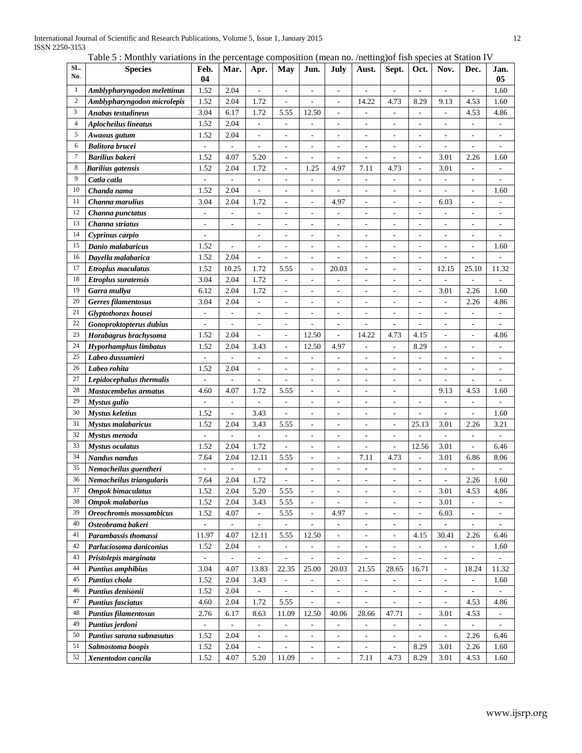Table 5 : Monthly variations in the percentage composition (mean no. /netting)of fish species at Station IV

| SL. No. | Species | Feb. 04 | Mar. | Apr. | May | Jun. | July | Aust. | Sept. | Oct. | Nov. | Dec. | Jan. 05 |
|---|---|---|---|---|---|---|---|---|---|---|---|---|---|
| 1 | ***Amblypharyngodon melettinus*** | 1.52 | 2.04 | - | - | - | - | - | - | - | - | - | 1.60 |
| 2 | ***Amblypharyngodon microlepis*** | 1.52 | 2.04 | 1.72 | - | - | - | 14.22 | 4.73 | 8.29 | 9.13 | 4.53 | 1.60 |
| 3 | ***Anabas testudineus*** | 3.04 | 6.17 | 1.72 | 5.55 | 12.50 | - | - | - | - | - | 4.53 | 4.86 |
| 4 | ***Aplocheilus lineatus*** | 1.52 | 2.04 | - | - | - | - | - | - | - | - | - | - |
| 5 | ***Awaous gutum*** | 1.52 | 2.04 | - | - | - | - | - | - | - | - | - | - |
| 6 | ***Balitora brucei*** | - | - | - | - | - | - | - | - | - | - | - | - |
| 7 | ***Barilius bakeri*** | 1.52 | 4.07 | 5.20 | - | - | - | - | - | - | 3.01 | 2.26 | 1.60 |
| 8 | ***Barilius gatensis*** | 1.52 | 2.04 | 1.72 | - | 1.25 | 4.97 | 7.11 | 4.73 | - | 3.01 | - | - |
| 9 | ***Catla catla*** | - | - | - | - | - | - | - | - | - | - | - | - |
| 10 | ***Chanda nama*** | 1.52 | 2.04 | - | - | - | - | - | - | - | - | - | 1.60 |
| 11 | ***Channa marulius*** | 3.04 | 2.04 | 1.72 | - | - | 4.97 | - | - | - | 6.03 | - | - |
| 12 | ***Channa punctatus*** | - | - | - | - | - | - | - | - | - | - | - | - |
| 13 | ***Channa striatus*** | - | - | - | - | - | - | - | - | - | - | - | - |
| 14 | ***Cyprinus carpio*** | - | | - | - | - | - | - | - | - | - | - | - |
| 15 | ***Danio malabaricus*** | 1.52 | - | - | - | - | - | - | - | - | - | - | 1.60 |
| 16 | ***Dayella malabarica*** | 1.52 | 2.04 | - | - | - | - | - | - | - | - | - | - |
| 17 | ***Etroplus maculatus*** | 1.52 | 10.25 | 1.72 | 5.55 | - | 20.03 | - | - | - | 12.15 | 25.10 | 11.32 |
| 18 | ***Etroplus suratensis*** | 3.04 | 2.04 | 1.72 | - | - | - | - | - | - | - | - | - |
| 19 | ***Garra mullya*** | 6.12 | 2.04 | 1.72 | - | - | - | - | - | - | 3.01 | 2.26 | 1.60 |
| 20 | ***Gerres filamentosus*** | 3.04 | 2.04 | - | - | - | - | - | - | - | - | 2.26 | 4.86 |
| 21 | ***Glyptothorax housei*** | - | - | - | - | - | - | - | - | - | - | - | - |
| 22 | ***Gonoproktopterus dubius*** | - | - | - | - | - | - | - | - | - | - | - | - |
| 23 | ***Horabagrus brachysoma*** | 1.52 | 2.04 | - | - | 12.50 | - | 14.22 | 4.73 | 4.15 | - | - | 4.86 |
| 24 | ***Hyporhamphus limbatus*** | 1.52 | 2.04 | 3.43 | - | 12.50 | 4.97 | - | - | 8.29 | - | - | - |
| 25 | ***Labeo dussumieri*** | - | - | - | - | - | - | - | - | - | - | - | - |
| 26 | ***Labeo rohita*** | 1.52 | 2.04 | - | - | - | - | - | - | - | - | - | - |
| 27 | ***Lepidocephalus thermalis*** | - | - | - | - | - | - | - | - | - | - | - | - |
| 28 | ***Mastacembelus armatus*** | 4.60 | 4.07 | 1.72 | 5.55 | - | - | - | - | | 9.13 | 4.53 | 1.60 |
| 29 | ***Mystus gulio*** | - | - | - | - | - | - | - | - | - | - | - | - |
| 30 | ***Mystus keletius*** | 1.52 | - | 3.43 | - | - | - | - | - | - | - | - | 1.60 |
| 31 | ***Mystus malabaricus*** | 1.52 | 2.04 | 3.43 | 5.55 | - | - | - | - | 25.13 | 3.01 | 2.26 | 3.21 |
| 32 | ***Mystus menoda*** | - | - | - | - | - | - | - | - | - | - | - | - |
| 33 | ***Mystus oculatus*** | 1.52 | 2.04 | 1.72 | - | - | - | - | - | 12.56 | 3.01 | - | 6.46 |
| 34 | ***Nandus nandus*** | 7.64 | 2.04 | 12.11 | 5.55 | - | - | 7.11 | 4.73 | - | 3.01 | 6.86 | 8.06 |
| 35 | ***Nemacheilus guentheri*** | - | - | - | - | - | - | - | - | - | - | - | - |
| 36 | ***Nemacheilus triangularis*** | 7.64 | 2.04 | 1.72 | - | - | - | - | - | - | - | 2.26 | 1.60 |
| 37 | ***Ompok bimaculatus*** | 1.52 | 2.04 | 5.20 | 5.55 | - | - | - | - | - | 3.01 | 4.53 | 4.86 |
| 38 | ***Ompok malabarius*** | 1.52 | 2.04 | 3.43 | 5.55 | - | - | - | - | - | 3.01 | - | - |
| 39 | ***Oreochromis mossambicus*** | 1.52 | 4.07 | - | 5.55 | - | 4.97 | - | - | - | 6.03 | - | - |
| 40 | ***Osteobrama bakeri*** | - | - | - | - | - | - | - | - | - | - | - | - |
| 41 | ***Parambassis thomassi*** | 11.97 | 4.07 | 12.11 | 5.55 | 12.50 | - | - | - | 4.15 | 30.41 | 2.26 | 6.46 |
| 42 | ***Parluciosoma daniconius*** | 1.52 | 2.04 | - | - | - | - | - | - | - | - | - | 1.60 |
| 43 | ***Pristolepis marginata*** | - | - | - | - | - | - | - | - | - | - | - | - |
| 44 | ***Puntius amphibius*** | 3.04 | 4.07 | 13.83 | 22.35 | 25.00 | 20.03 | 21.55 | 28.65 | 16.71 | - | 18.24 | 11.32 |
| 45 | ***Puntius chola*** | 1.52 | 2.04 | 3.43 | - | - | - | - | - | - | - | - | 1.60 |
| 46 | ***Puntius denisonii*** | 1.52 | 2.04 | - | - | - | - | - | - | - | - | - | - |
| 47 | ***Puntius fasciatus*** | 4.60 | 2.04 | 1.72 | 5.55 | - | - | - | - | - | - | 4.53 | 4.86 |
| 48 | ***Puntius filamentosus*** | 2.76 | 6.17 | 8.63 | 11.09 | 12.50 | 40.06 | 28.66 | 47.71 | - | 3.01 | 4.53 | - |
| 49 | ***Puntius jerdoni*** | - | - | - | - | - | - | - | - | - | - | - | - |
| 50 | ***Puntius sarana subnasutus*** | 1.52 | 2.04 | - | - | - | - | - | - | - | - | 2.26 | 6.46 |
| 51 | ***Salmostoma boopis*** | 1.52 | 2.04 | - | - | - | - | - | - | 8.29 | 3.01 | 2.26 | 1.60 |
| 52 | ***Xenentodon cancila*** | 1.52 | 4.07 | 5.20 | 11.09 | - | - | 7.11 | 4.73 | 8.29 | 3.01 | 4.53 | 1.60 |